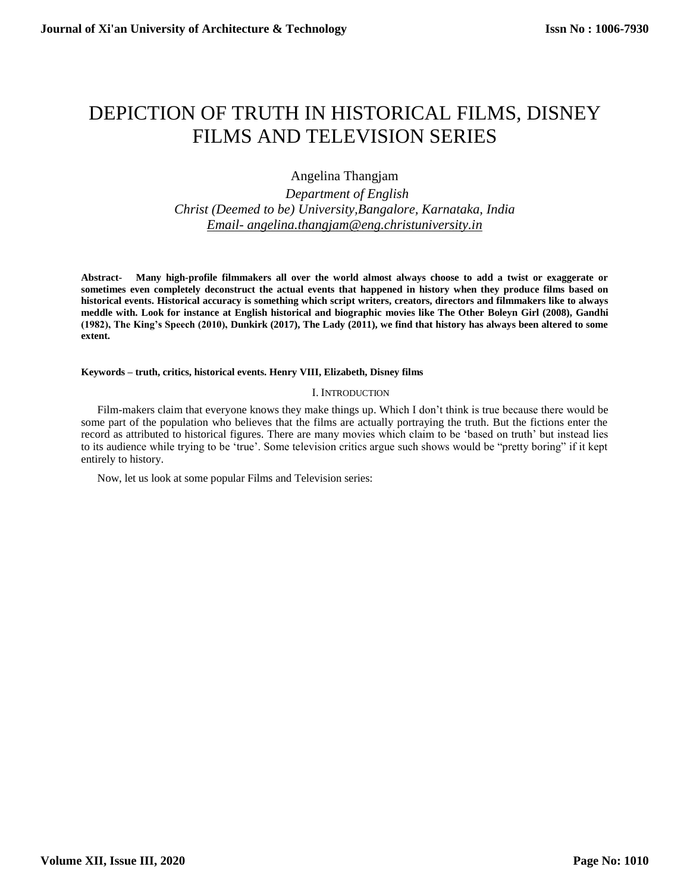# DEPICTION OF TRUTH IN HISTORICAL FILMS, DISNEY FILMS AND TELEVISION SERIES

Angelina Thangjam

*Department of English*
*Christ (Deemed to be) University,Bangalore, Karnataka, India*
*Email- angelina.thangjam@eng.christuniversity.in*

**Abstract- Many high-profile filmmakers all over the world almost always choose to add a twist or exaggerate or sometimes even completely deconstruct the actual events that happened in history when they produce films based on historical events. Historical accuracy is something which script writers, creators, directors and filmmakers like to always meddle with. Look for instance at English historical and biographic movies like The Other Boleyn Girl (2008), Gandhi (1982), The King's Speech (2010), Dunkirk (2017), The Lady (2011), we find that history has always been altered to some extent.**

**Keywords – truth, critics, historical events. Henry VIII, Elizabeth, Disney films**

## I. Introduction

Film-makers claim that everyone knows they make things up. Which I don't think is true because there would be some part of the population who believes that the films are actually portraying the truth. But the fictions enter the record as attributed to historical figures. There are many movies which claim to be 'based on truth' but instead lies to its audience while trying to be 'true'. Some television critics argue such shows would be "pretty boring" if it kept entirely to history.

Now, let us look at some popular Films and Television series: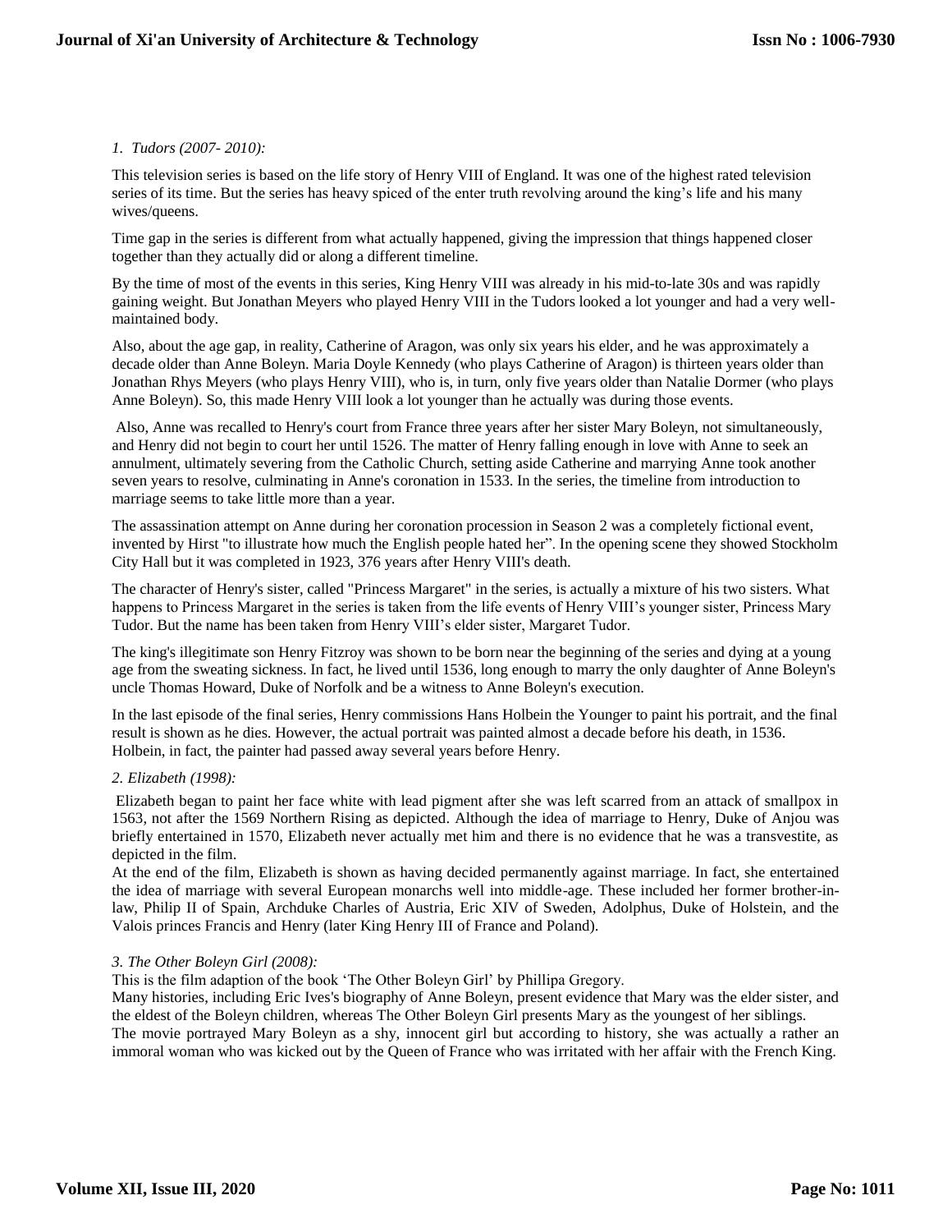*1. Tudors (2007- 2010):*

This television series is based on the life story of Henry VIII of England. It was one of the highest rated television series of its time. But the series has heavy spiced of the enter truth revolving around the king's life and his many wives/queens.

Time gap in the series is different from what actually happened, giving the impression that things happened closer together than they actually did or along a different timeline.

By the time of most of the events in this series, King Henry VIII was already in his mid-to-late 30s and was rapidly gaining weight. But Jonathan Meyers who played Henry VIII in the Tudors looked a lot younger and had a very well-maintained body.

Also, about the age gap, in reality, Catherine of Aragon, was only six years his elder, and he was approximately a decade older than Anne Boleyn. Maria Doyle Kennedy (who plays Catherine of Aragon) is thirteen years older than Jonathan Rhys Meyers (who plays Henry VIII), who is, in turn, only five years older than Natalie Dormer (who plays Anne Boleyn). So, this made Henry VIII look a lot younger than he actually was during those events.

Also, Anne was recalled to Henry's court from France three years after her sister Mary Boleyn, not simultaneously, and Henry did not begin to court her until 1526. The matter of Henry falling enough in love with Anne to seek an annulment, ultimately severing from the Catholic Church, setting aside Catherine and marrying Anne took another seven years to resolve, culminating in Anne's coronation in 1533. In the series, the timeline from introduction to marriage seems to take little more than a year.

The assassination attempt on Anne during her coronation procession in Season 2 was a completely fictional event, invented by Hirst "to illustrate how much the English people hated her". In the opening scene they showed Stockholm City Hall but it was completed in 1923, 376 years after Henry VIII's death.

The character of Henry's sister, called "Princess Margaret" in the series, is actually a mixture of his two sisters. What happens to Princess Margaret in the series is taken from the life events of Henry VIII's younger sister, Princess Mary Tudor. But the name has been taken from Henry VIII's elder sister, Margaret Tudor.

The king's illegitimate son Henry Fitzroy was shown to be born near the beginning of the series and dying at a young age from the sweating sickness. In fact, he lived until 1536, long enough to marry the only daughter of Anne Boleyn's uncle Thomas Howard, Duke of Norfolk and be a witness to Anne Boleyn's execution.

In the last episode of the final series, Henry commissions Hans Holbein the Younger to paint his portrait, and the final result is shown as he dies. However, the actual portrait was painted almost a decade before his death, in 1536. Holbein, in fact, the painter had passed away several years before Henry.

*2. Elizabeth (1998):*

Elizabeth began to paint her face white with lead pigment after she was left scarred from an attack of smallpox in 1563, not after the 1569 Northern Rising as depicted. Although the idea of marriage to Henry, Duke of Anjou was briefly entertained in 1570, Elizabeth never actually met him and there is no evidence that he was a transvestite, as depicted in the film.

At the end of the film, Elizabeth is shown as having decided permanently against marriage. In fact, she entertained the idea of marriage with several European monarchs well into middle-age. These included her former brother-in-law, Philip II of Spain, Archduke Charles of Austria, Eric XIV of Sweden, Adolphus, Duke of Holstein, and the Valois princes Francis and Henry (later King Henry III of France and Poland).

*3. The Other Boleyn Girl (2008):*

This is the film adaption of the book 'The Other Boleyn Girl' by Phillipa Gregory.

Many histories, including Eric Ives's biography of Anne Boleyn, present evidence that Mary was the elder sister, and the eldest of the Boleyn children, whereas The Other Boleyn Girl presents Mary as the youngest of her siblings.

The movie portrayed Mary Boleyn as a shy, innocent girl but according to history, she was actually a rather an immoral woman who was kicked out by the Queen of France who was irritated with her affair with the French King.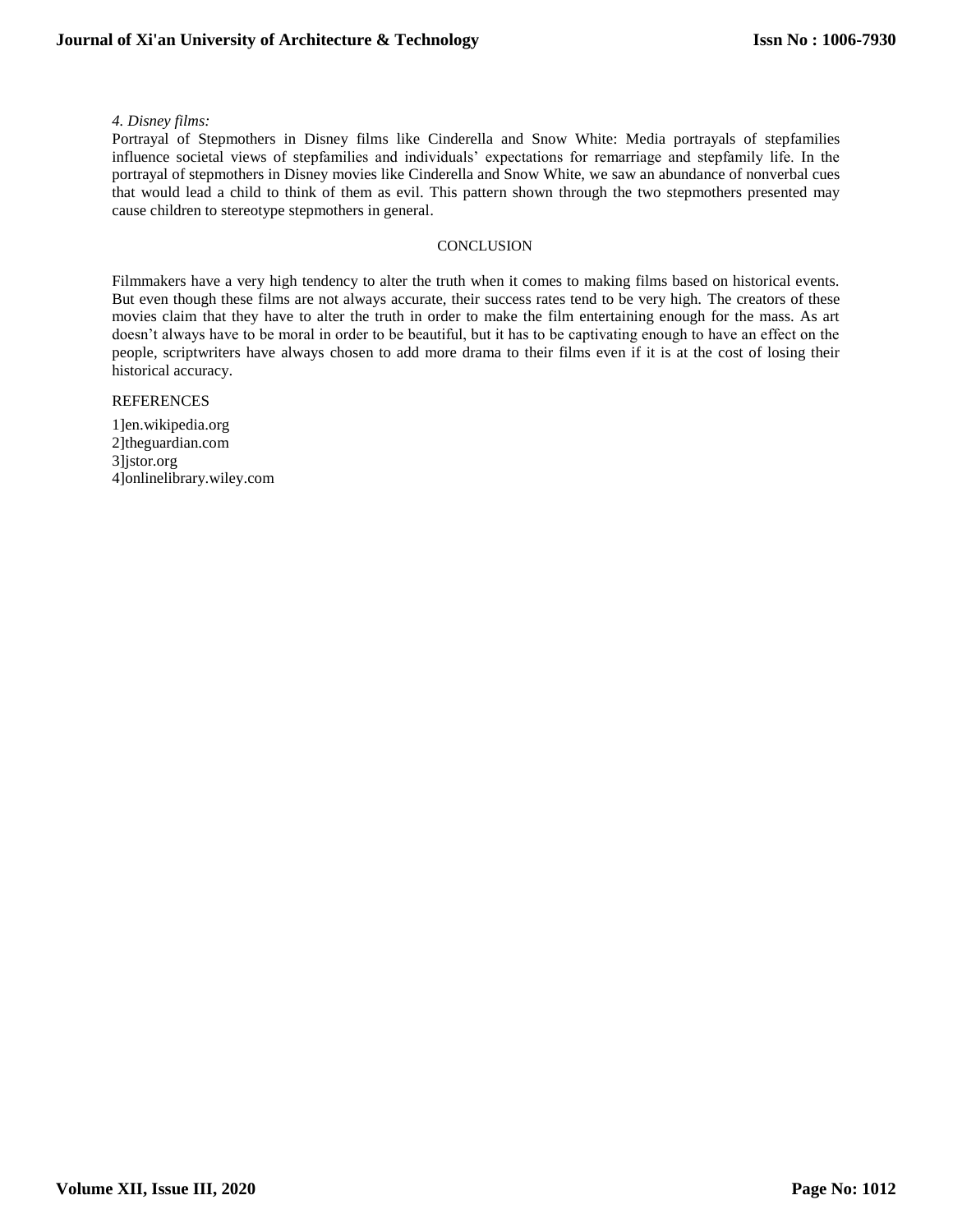*4. Disney films:*

Portrayal of Stepmothers in Disney films like Cinderella and Snow White: Media portrayals of stepfamilies influence societal views of stepfamilies and individuals' expectations for remarriage and stepfamily life. In the portrayal of stepmothers in Disney movies like Cinderella and Snow White, we saw an abundance of nonverbal cues that would lead a child to think of them as evil. This pattern shown through the two stepmothers presented may cause children to stereotype stepmothers in general.

## CONCLUSION

Filmmakers have a very high tendency to alter the truth when it comes to making films based on historical events. But even though these films are not always accurate, their success rates tend to be very high. The creators of these movies claim that they have to alter the truth in order to make the film entertaining enough for the mass. As art doesn't always have to be moral in order to be beautiful, but it has to be captivating enough to have an effect on the people, scriptwriters have always chosen to add more drama to their films even if it is at the cost of losing their historical accuracy.

## REFERENCES

1]en.wikipedia.org
2]theguardian.com
3]jstor.org
4]onlinelibrary.wiley.com